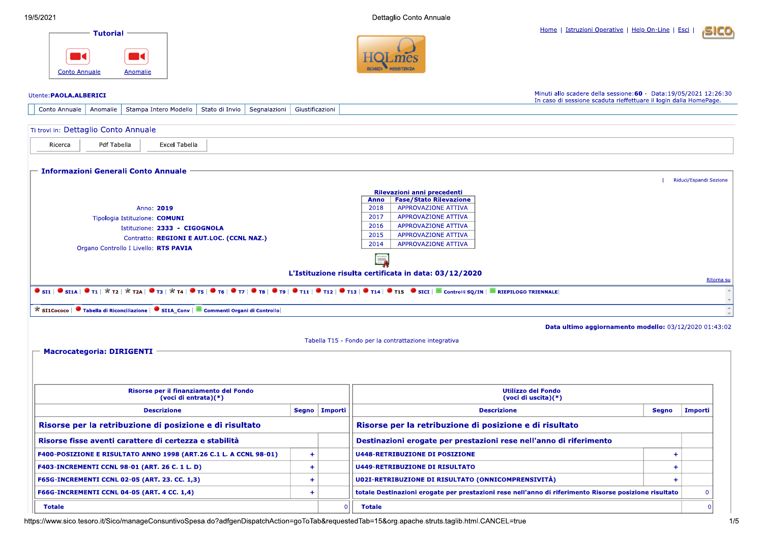Tutorial

Conto Annuale | Anomalie

Home | Istruzioni Operative | Help On-Line | Esci |

Utente: **PAOLA.ALBERICI**

Minuti allo scadere della sessione: **60** - Data: 19/05/2021 12:26:30
In caso di sessione scaduta rieffettuare il login dalla HomePage.

Conto Annuale | Anomalie | Stampa Intero Modello | Stato di Invio | Segnalazioni | Giustificazioni

Ti trovi in: Dettaglio Conto Annuale

Ricerca | Pdf Tabella | Excel Tabella

## Informazioni Generali Conto Annuale

| Riduci/Espandi Sezione

Anno: **2019**
Tipologia Istituzione: **COMUNI**
Istituzione: **2333 - CIGOGNOLA**
Contratto: **REGIONI E AUT.LOC. (CCNL NAZ.)**
Organo Controllo I Livello: **RTS PAVIA**

**Rilevazioni anni precedenti**

| Anno | Fase/Stato Rilevazione |
|---|---|
| 2018 | APPROVAZIONE ATTIVA |
| 2017 | APPROVAZIONE ATTIVA |
| 2016 | APPROVAZIONE ATTIVA |
| 2015 | APPROVAZIONE ATTIVA |
| 2014 | APPROVAZIONE ATTIVA |

**L'Istituzione risulta certificata in data: 03/12/2020**

Ritorna su

SI1 | SI1A | T1 | T2 | T2A | T3 | T4 | T5 | T6 | T7 | T8 | T9 | T11 | T12 | T13 | T14 | T15 | SICI | Controlli SQ/IN | RIEPILOGO TRIENNALE|

SI1Cococo | Tabella di Riconciliazione | SI1A_Conv | Commenti Organi di Controllo|

**Data ultimo aggiornamento modello:** 03/12/2020 01:43:02

Tabella T15 - Fondo per la contrattazione integrativa

## Macrocategoria: DIRIGENTI

**Risorse per il finanziamento del Fondo (voci di entrata)(*)**

| Descrizione | Segno | Importi |
|---|---|---|
| **Risorse per la retribuzione di posizione e di risultato** | | |
| **Risorse fisse aventi carattere di certezza e stabilità** | | |
| F400-POSIZIONE E RISULTATO ANNO 1998 (ART.26 C.1 L. A CCNL 98-01) | + | |
| F403-INCREMENTI CCNL 98-01 (ART. 26 C. 1 L. D) | + | |
| F65G-INCREMENTI CCNL 02-05 (ART. 23. CC. 1,3) | + | |
| F66G-INCREMENTI CCNL 04-05 (ART. 4 CC. 1,4) | + | |
| **Totale** | | 0 |

**Utilizzo del Fondo (voci di uscita)(*)**

| Descrizione | Segno | Importi |
|---|---|---|
| **Risorse per la retribuzione di posizione e di risultato** | | |
| **Destinazioni erogate per prestazioni rese nell'anno di riferimento** | | |
| U448-RETRIBUZIONE DI POSIZIONE | + | |
| U449-RETRIBUZIONE DI RISULTATO | + | |
| U02I-RETRIBUZIONE DI RISULTATO (ONNICOMPRENSIVITÀ) | + | |
| totale Destinazioni erogate per prestazioni rese nell'anno di riferimento Risorse posizione risultato | | 0 |
| **Totale** | | 0 |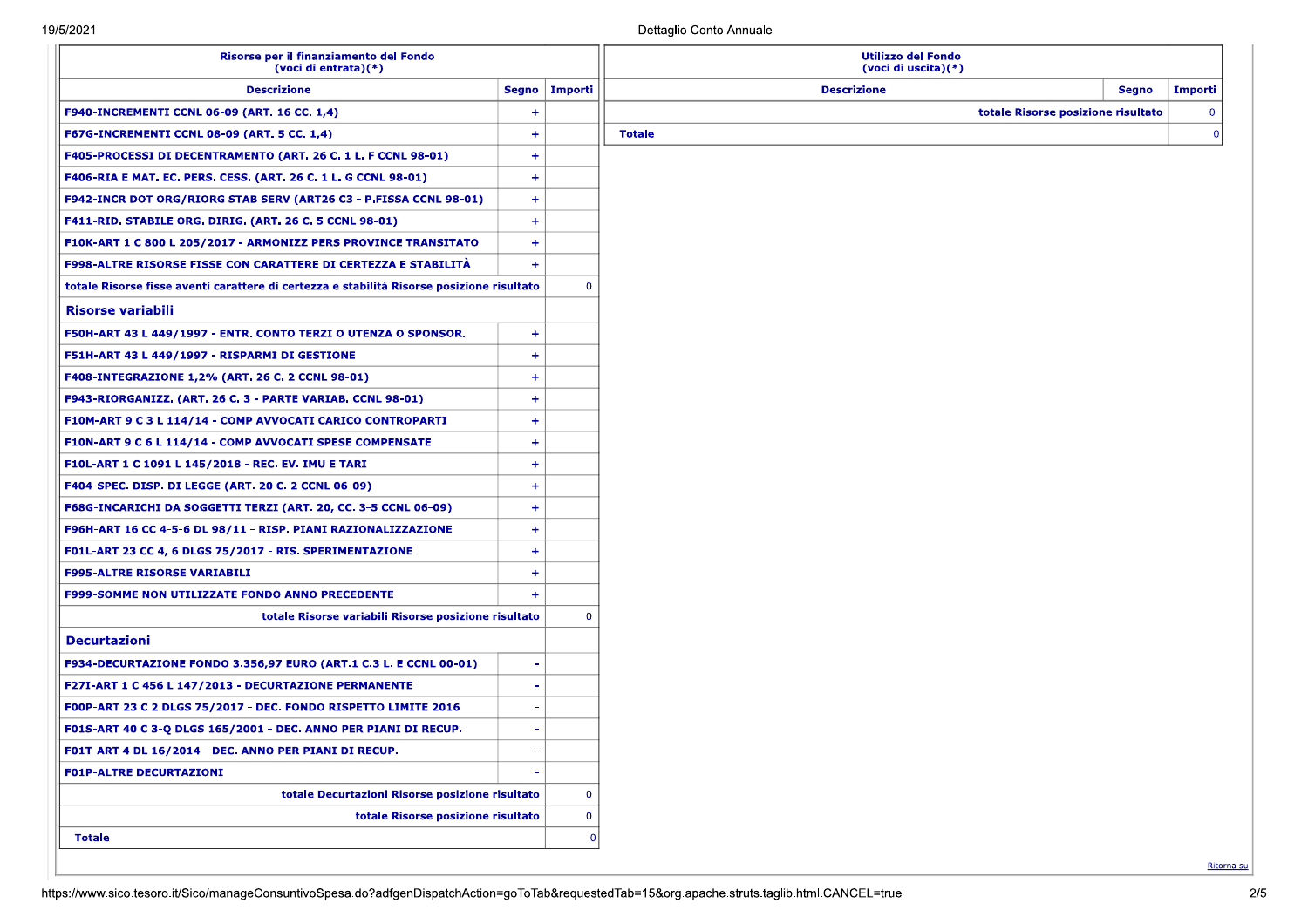| Risorse per il finanziamento del Fondo (voci di entrata)(*) | | |
|---|---|---|
| **Descrizione** | **Segno** | **Importi** |
| F940-INCREMENTI CCNL 06-09 (ART. 16 CC. 1,4) | + | |
| F67G-INCREMENTI CCNL 08-09 (ART. 5 CC. 1,4) | + | |
| F405-PROCESSI DI DECENTRAMENTO (ART. 26 C. 1 L. F CCNL 98-01) | + | |
| F406-RIA E MAT. EC. PERS. CESS. (ART. 26 C. 1 L. G CCNL 98-01) | + | |
| F942-INCR DOT ORG/RIORG STAB SERV (ART26 C3 - P.FISSA CCNL 98-01) | + | |
| F411-RID. STABILE ORG. DIRIG. (ART. 26 C. 5 CCNL 98-01) | + | |
| F10K-ART 1 C 800 L 205/2017 - ARMONIZZ PERS PROVINCE TRANSITATO | + | |
| F998-ALTRE RISORSE FISSE CON CARATTERE DI CERTEZZA E STABILITÀ | + | |
| totale Risorse fisse aventi carattere di certezza e stabilità Risorse posizione risultato | | 0 |
| **Risorse variabili** | | |
| F50H-ART 43 L 449/1997 - ENTR. CONTO TERZI O UTENZA O SPONSOR. | + | |
| F51H-ART 43 L 449/1997 - RISPARMI DI GESTIONE | + | |
| F408-INTEGRAZIONE 1,2% (ART. 26 C. 2 CCNL 98-01) | + | |
| F943-RIORGANIZZ. (ART. 26 C. 3 - PARTE VARIAB. CCNL 98-01) | + | |
| F10M-ART 9 C 3 L 114/14 - COMP AVVOCATI CARICO CONTROPARTI | + | |
| F10N-ART 9 C 6 L 114/14 - COMP AVVOCATI SPESE COMPENSATE | + | |
| F10L-ART 1 C 1091 L 145/2018 - REC. EV. IMU E TARI | + | |
| F404-SPEC. DISP. DI LEGGE (ART. 20 C. 2 CCNL 06-09) | + | |
| F68G-INCARICHI DA SOGGETTI TERZI (ART. 20, CC. 3-5 CCNL 06-09) | + | |
| F96H-ART 16 CC 4-5-6 DL 98/11 - RISP. PIANI RAZIONALIZZAZIONE | + | |
| F01L-ART 23 CC 4, 6 DLGS 75/2017 - RIS. SPERIMENTAZIONE | + | |
| F995-ALTRE RISORSE VARIABILI | + | |
| F999-SOMME NON UTILIZZATE FONDO ANNO PRECEDENTE | + | |
| totale Risorse variabili Risorse posizione risultato | | 0 |
| **Decurtazioni** | | |
| F934-DECURTAZIONE FONDO 3.356,97 EURO (ART.1 C.3 L. E CCNL 00-01) | - | |
| F27I-ART 1 C 456 L 147/2013 - DECURTAZIONE PERMANENTE | - | |
| F00P-ART 23 C 2 DLGS 75/2017 - DEC. FONDO RISPETTO LIMITE 2016 | - | |
| F01S-ART 40 C 3-Q DLGS 165/2001 - DEC. ANNO PER PIANI DI RECUP. | - | |
| F01T-ART 4 DL 16/2014 - DEC. ANNO PER PIANI DI RECUP. | - | |
| F01P-ALTRE DECURTAZIONI | - | |
| totale Decurtazioni Risorse posizione risultato | | 0 |
| totale Risorse posizione risultato | | 0 |
| **Totale** | | 0 |

| Utilizzo del Fondo (voci di uscita)(*) | | |
|---|---|---|
| **Descrizione** | **Segno** | **Importi** |
| totale Risorse posizione risultato | | 0 |
| **Totale** | | 0 |

Ritorna su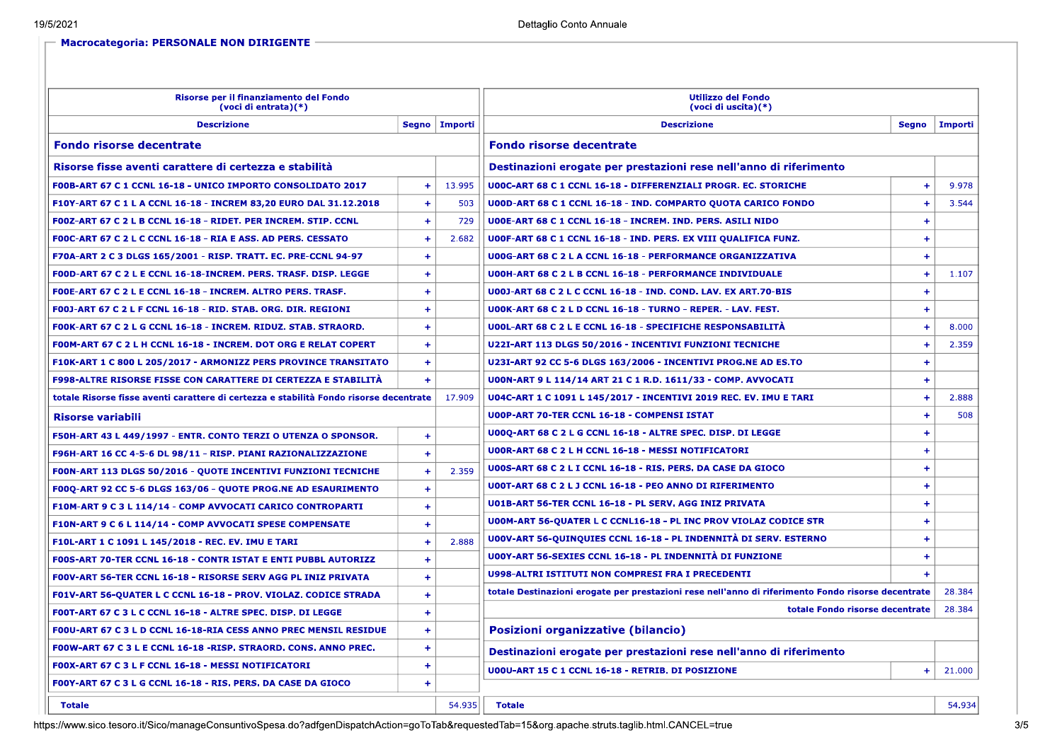**Macrocategoria: PERSONALE NON DIRIGENTE**

| Risorse per il finanziamento del Fondo (voci di entrata)(*) | | |
|---|---|---|
| **Descrizione** | **Segno** | **Importi** |
| **Fondo risorse decentrate** | | |
| **Risorse fisse aventi carattere di certezza e stabilità** | | |
| F00B-ART 67 C 1 CCNL 16-18 - UNICO IMPORTO CONSOLIDATO 2017 | + | 13.995 |
| F10Y-ART 67 C 1 L A CCNL 16-18 - INCREM 83,20 EURO DAL 31.12.2018 | + | 503 |
| F00Z-ART 67 C 2 L B CCNL 16-18 - RIDET. PER INCREM. STIP. CCNL | + | 729 |
| F00C-ART 67 C 2 L C CCNL 16-18 - RIA E ASS. AD PERS. CESSATO | + | 2.682 |
| F70A-ART 2 C 3 DLGS 165/2001 - RISP. TRATT. EC. PRE-CCNL 94-97 | + | |
| F00D-ART 67 C 2 L E CCNL 16-18-INCREM. PERS. TRASF. DISP. LEGGE | + | |
| F00E-ART 67 C 2 L E CCNL 16-18 - INCREM. ALTRO PERS. TRASF. | + | |
| F00J-ART 67 C 2 L F CCNL 16-18 - RID. STAB. ORG. DIR. REGIONI | + | |
| F00K-ART 67 C 2 L G CCNL 16-18 - INCREM. RIDUZ. STAB. STRAORD. | + | |
| F00M-ART 67 C 2 L H CCNL 16-18 - INCREM. DOT ORG E RELAT COPERT | + | |
| F10K-ART 1 C 800 L 205/2017 - ARMONIZZ PERS PROVINCE TRANSITATO | + | |
| F998-ALTRE RISORSE FISSE CON CARATTERE DI CERTEZZA E STABILITÀ | + | |
| totale Risorse fisse aventi carattere di certezza e stabilità Fondo risorse decentrate | | 17.909 |
| **Risorse variabili** | | |
| F50H-ART 43 L 449/1997 - ENTR. CONTO TERZI O UTENZA O SPONSOR. | + | |
| F96H-ART 16 CC 4-5-6 DL 98/11 - RISP. PIANI RAZIONALIZZAZIONE | + | |
| F00N-ART 113 DLGS 50/2016 - QUOTE INCENTIVI FUNZIONI TECNICHE | + | 2.359 |
| F00Q-ART 92 CC 5-6 DLGS 163/06 - QUOTE PROG.NE AD ESAURIMENTO | + | |
| F10M-ART 9 C 3 L 114/14 - COMP AVVOCATI CARICO CONTROPARTI | + | |
| F10N-ART 9 C 6 L 114/14 - COMP AVVOCATI SPESE COMPENSATE | + | |
| F10L-ART 1 C 1091 L 145/2018 - REC. EV. IMU E TARI | + | 2.888 |
| F00S-ART 70-TER CCNL 16-18 - CONTR ISTAT E ENTI PUBBL AUTORIZZ | + | |
| F00V-ART 56-TER CCNL 16-18 - RISORSE SERV AGG PL INIZ PRIVATA | + | |
| F01V-ART 56-QUATER L C CCNL 16-18 - PROV. VIOLAZ. CODICE STRADA | + | |
| F00T-ART 67 C 3 L C CCNL 16-18 - ALTRE SPEC. DISP. DI LEGGE | + | |
| F00U-ART 67 C 3 L D CCNL 16-18-RIA CESS ANNO PREC MENSIL RESIDUE | + | |
| F00W-ART 67 C 3 L E CCNL 16-18 -RISP. STRAORD. CONS. ANNO PREC. | + | |
| F00X-ART 67 C 3 L F CCNL 16-18 - MESSI NOTIFICATORI | + | |
| F00Y-ART 67 C 3 L G CCNL 16-18 - RIS. PERS. DA CASE DA GIOCO | + | |
| **Totale** | | 54.935 |

| Utilizzo del Fondo (voci di uscita)(*) | | |
|---|---|---|
| **Descrizione** | **Segno** | **Importi** |
| **Fondo risorse decentrate** | | |
| **Destinazioni erogate per prestazioni rese nell'anno di riferimento** | | |
| U00C-ART 68 C 1 CCNL 16-18 - DIFFERENZIALI PROGR. EC. STORICHE | + | 9.978 |
| U00D-ART 68 C 1 CCNL 16-18 - IND. COMPARTO QUOTA CARICO FONDO | + | 3.544 |
| U00E-ART 68 C 1 CCNL 16-18 - INCREM. IND. PERS. ASILI NIDO | + | |
| U00F-ART 68 C 1 CCNL 16-18 - IND. PERS. EX VIII QUALIFICA FUNZ. | + | |
| U00G-ART 68 C 2 L A CCNL 16-18 - PERFORMANCE ORGANIZZATIVA | + | |
| U00H-ART 68 C 2 L B CCNL 16-18 - PERFORMANCE INDIVIDUALE | + | 1.107 |
| U00J-ART 68 C 2 L C CCNL 16-18 - IND. COND. LAV. EX ART.70-BIS | + | |
| U00K-ART 68 C 2 L D CCNL 16-18 - TURNO - REPER. - LAV. FEST. | + | |
| U00L-ART 68 C 2 L E CCNL 16-18 - SPECIFICHE RESPONSABILITÀ | + | 8.000 |
| U22I-ART 113 DLGS 50/2016 - INCENTIVI FUNZIONI TECNICHE | + | 2.359 |
| U23I-ART 92 CC 5-6 DLGS 163/2006 - INCENTIVI PROG.NE AD ES.TO | + | |
| U00N-ART 9 L 114/14 ART 21 C 1 R.D. 1611/33 - COMP. AVVOCATI | + | |
| U04C-ART 1 C 1091 L 145/2017 - INCENTIVI 2019 REC. EV. IMU E TARI | + | 2.888 |
| U00P-ART 70-TER CCNL 16-18 - COMPENSI ISTAT | + | 508 |
| U00Q-ART 68 C 2 L G CCNL 16-18 - ALTRE SPEC. DISP. DI LEGGE | + | |
| U00R-ART 68 C 2 L H CCNL 16-18 - MESSI NOTIFICATORI | + | |
| U00S-ART 68 C 2 L I CCNL 16-18 - RIS. PERS. DA CASE DA GIOCO | + | |
| U00T-ART 68 C 2 L J CCNL 16-18 - PEO ANNO DI RIFERIMENTO | + | |
| U01B-ART 56-TER CCNL 16-18 - PL SERV. AGG INIZ PRIVATA | + | |
| U00M-ART 56-QUATER L C CCNL16-18 - PL INC PROV VIOLAZ CODICE STR | + | |
| U00V-ART 56-QUINQUIES CCNL 16-18 - PL INDENNITÀ DI SERV. ESTERNO | + | |
| U00Y-ART 56-SEXIES CCNL 16-18 - PL INDENNITÀ DI FUNZIONE | + | |
| U998-ALTRI ISTITUTI NON COMPRESI FRA I PRECEDENTI | + | |
| totale Destinazioni erogate per prestazioni rese nell'anno di riferimento Fondo risorse decentrate | | 28.384 |
| totale Fondo risorse decentrate | | 28.384 |
| **Posizioni organizzative (bilancio)** | | |
| **Destinazioni erogate per prestazioni rese nell'anno di riferimento** | | |
| U00U-ART 15 C 1 CCNL 16-18 - RETRIB. DI POSIZIONE | + | 21.000 |
| **Totale** | | 54.934 |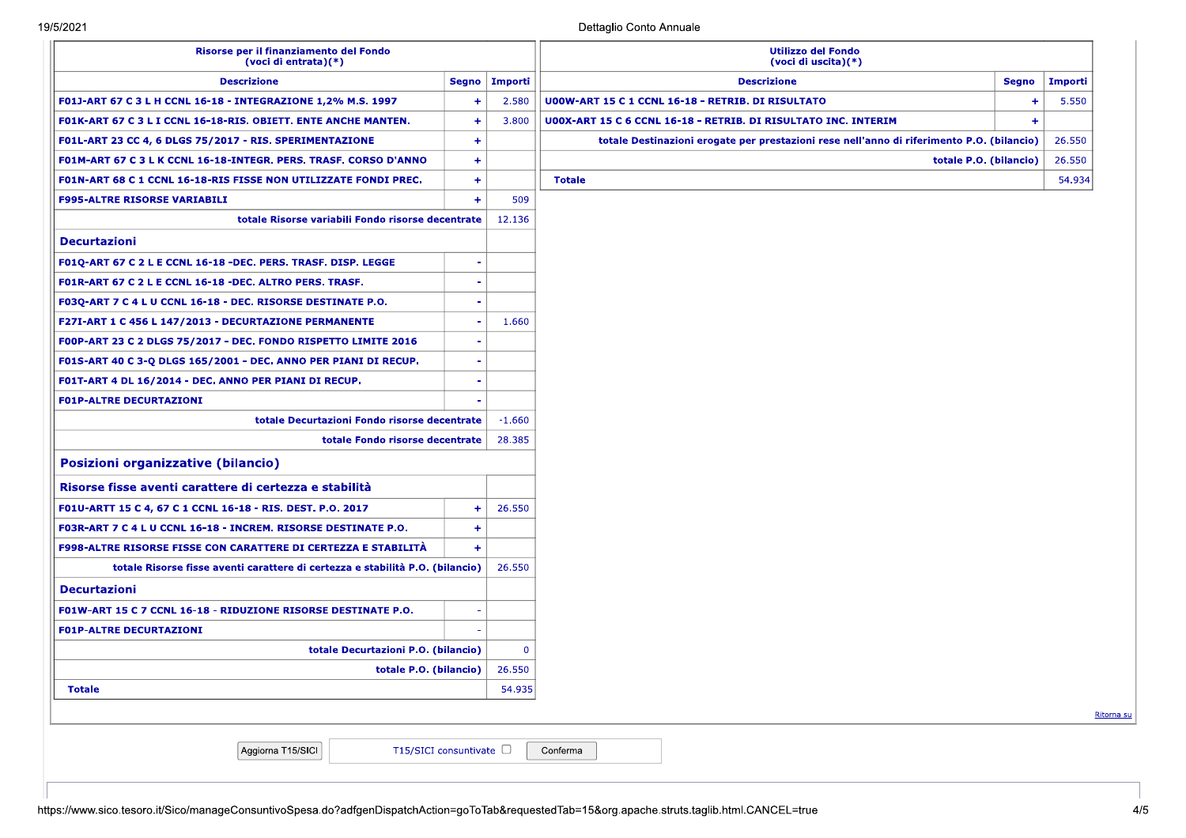| Risorse per il finanziamento del Fondo (voci di entrata)(*) | | |
|---|---|---|
| **Descrizione** | **Segno** | **Importi** |
| F01J-ART 67 C 3 L H CCNL 16-18 - INTEGRAZIONE 1,2% M.S. 1997 | + | 2.580 |
| F01K-ART 67 C 3 L I CCNL 16-18-RIS. OBIETT. ENTE ANCHE MANTEN. | + | 3.800 |
| F01L-ART 23 CC 4, 6 DLGS 75/2017 - RIS. SPERIMENTAZIONE | + | |
| F01M-ART 67 C 3 L K CCNL 16-18-INTEGR. PERS. TRASF. CORSO D'ANNO | + | |
| F01N-ART 68 C 1 CCNL 16-18-RIS FISSE NON UTILIZZATE FONDI PREC. | + | |
| F995-ALTRE RISORSE VARIABILI | + | 509 |
| totale Risorse variabili Fondo risorse decentrate | | 12.136 |
| **Decurtazioni** | | |
| F01Q-ART 67 C 2 L E CCNL 16-18 -DEC. PERS. TRASF. DISP. LEGGE | - | |
| F01R-ART 67 C 2 L E CCNL 16-18 -DEC. ALTRO PERS. TRASF. | - | |
| F03Q-ART 7 C 4 L U CCNL 16-18 - DEC. RISORSE DESTINATE P.O. | - | |
| F27I-ART 1 C 456 L 147/2013 - DECURTAZIONE PERMANENTE | - | 1.660 |
| F00P-ART 23 C 2 DLGS 75/2017 - DEC. FONDO RISPETTO LIMITE 2016 | - | |
| F01S-ART 40 C 3-Q DLGS 165/2001 - DEC. ANNO PER PIANI DI RECUP. | - | |
| F01T-ART 4 DL 16/2014 - DEC. ANNO PER PIANI DI RECUP. | - | |
| F01P-ALTRE DECURTAZIONI | - | |
| totale Decurtazioni Fondo risorse decentrate | | -1.660 |
| totale Fondo risorse decentrate | | 28.385 |
| **Posizioni organizzative (bilancio)** | | |
| **Risorse fisse aventi carattere di certezza e stabilità** | | |
| F01U-ARTT 15 C 4, 67 C 1 CCNL 16-18 - RIS. DEST. P.O. 2017 | + | 26.550 |
| F03R-ART 7 C 4 L U CCNL 16-18 - INCREM. RISORSE DESTINATE P.O. | + | |
| F998-ALTRE RISORSE FISSE CON CARATTERE DI CERTEZZA E STABILITÀ | + | |
| totale Risorse fisse aventi carattere di certezza e stabilità P.O. (bilancio) | | 26.550 |
| **Decurtazioni** | | |
| F01W-ART 15 C 7 CCNL 16-18 - RIDUZIONE RISORSE DESTINATE P.O. | - | |
| F01P-ALTRE DECURTAZIONI | - | |
| totale Decurtazioni P.O. (bilancio) | | 0 |
| totale P.O. (bilancio) | | 26.550 |
| **Totale** | | 54.935 |

| Utilizzo del Fondo (voci di uscita)(*) | | |
|---|---|---|
| **Descrizione** | **Segno** | **Importi** |
| U00W-ART 15 C 1 CCNL 16-18 - RETRIB. DI RISULTATO | + | 5.550 |
| U00X-ART 15 C 6 CCNL 16-18 - RETRIB. DI RISULTATO INC. INTERIM | + | |
| totale Destinazioni erogate per prestazioni rese nell'anno di riferimento P.O. (bilancio) | | 26.550 |
| totale P.O. (bilancio) | | 26.550 |
| **Totale** | | 54.934 |

Ritorna su

Aggiorna T15/SICI | T15/SICI consuntivate ☐ | Conferma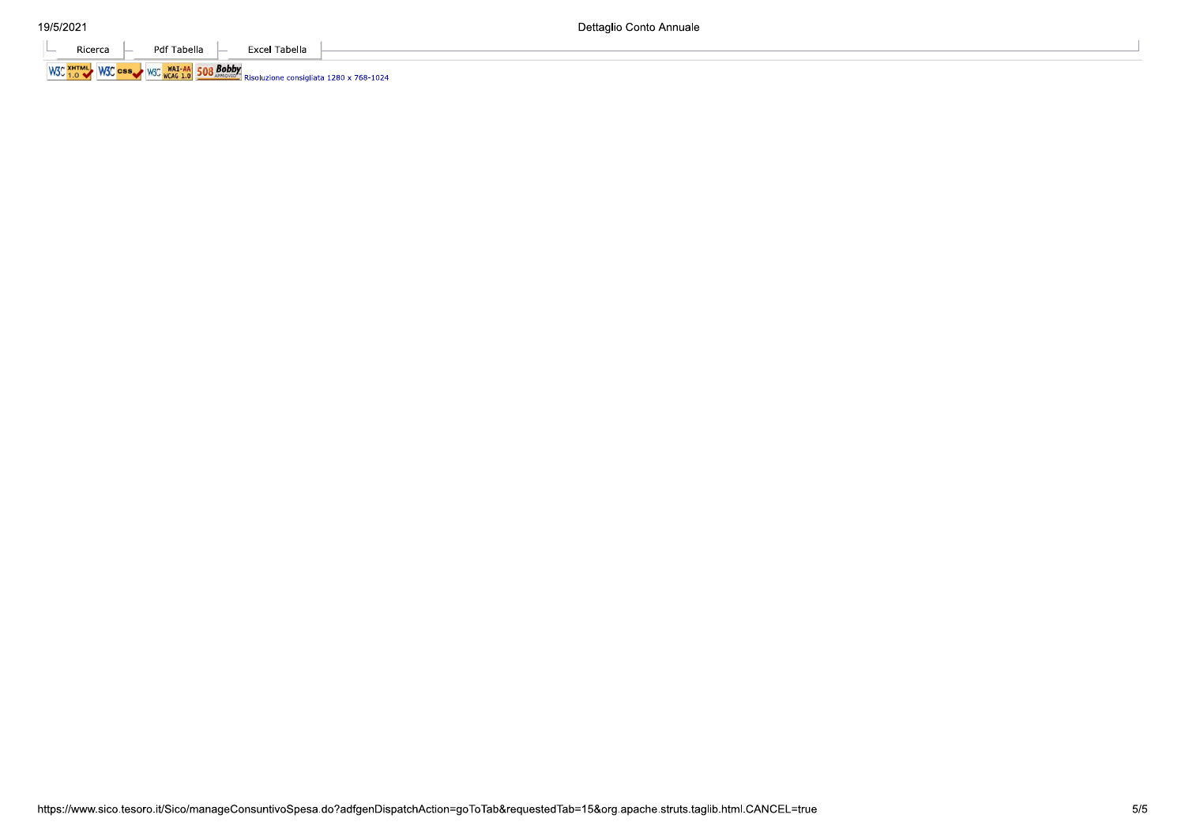Ricerca | Pdf Tabella | Excel Tabella

Risoluzione consigliata 1280 x 768-1024